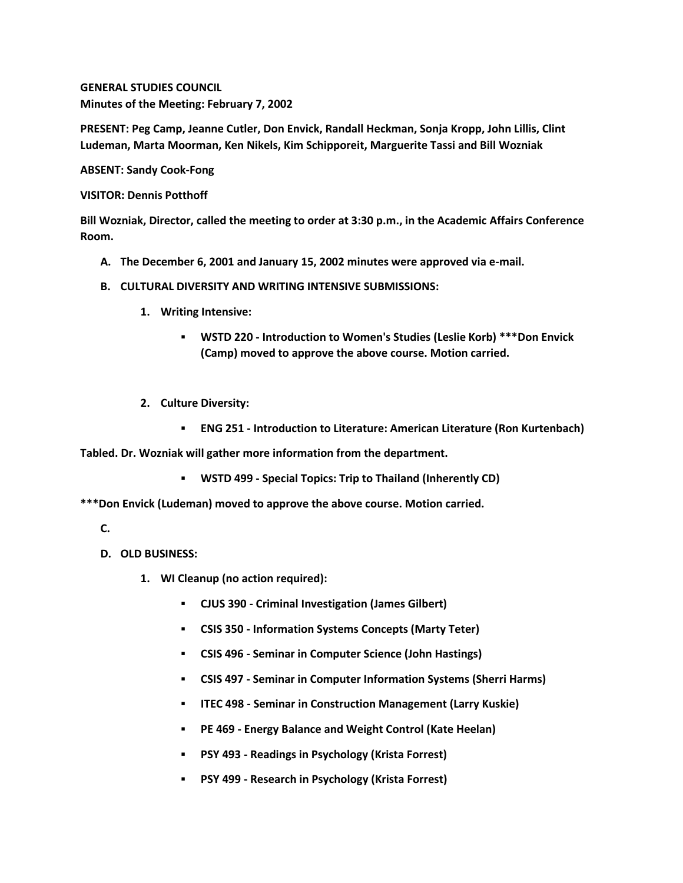**GENERAL STUDIES COUNCIL**
**Minutes of the Meeting: February 7, 2002**

**PRESENT: Peg Camp, Jeanne Cutler, Don Envick, Randall Heckman, Sonja Kropp, John Lillis, Clint Ludeman, Marta Moorman, Ken Nikels, Kim Schipporeit, Marguerite Tassi and Bill Wozniak**

**ABSENT: Sandy Cook-Fong**

**VISITOR: Dennis Potthoff**

**Bill Wozniak, Director, called the meeting to order at 3:30 p.m., in the Academic Affairs Conference Room.**

A. **The December 6, 2001 and January 15, 2002 minutes were approved via e-mail.**

B. **CULTURAL DIVERSITY AND WRITING INTENSIVE SUBMISSIONS:**

   1. **Writing Intensive:**

      - **WSTD 220 - Introduction to Women's Studies (Leslie Korb) ***Don Envick (Camp) moved to approve the above course. Motion carried.**

   2. **Culture Diversity:**

      - **ENG 251 - Introduction to Literature: American Literature (Ron Kurtenbach)**

**Tabled. Dr. Wozniak will gather more information from the department.**

      - **WSTD 499 - Special Topics: Trip to Thailand (Inherently CD)**

*****Don Envick (Ludeman) moved to approve the above course. Motion carried.**

C.

D. **OLD BUSINESS:**

   1. **WI Cleanup (no action required):**

      - **CJUS 390 - Criminal Investigation (James Gilbert)**
      - **CSIS 350 - Information Systems Concepts (Marty Teter)**
      - **CSIS 496 - Seminar in Computer Science (John Hastings)**
      - **CSIS 497 - Seminar in Computer Information Systems (Sherri Harms)**
      - **ITEC 498 - Seminar in Construction Management (Larry Kuskie)**
      - **PE 469 - Energy Balance and Weight Control (Kate Heelan)**
      - **PSY 493 - Readings in Psychology (Krista Forrest)**
      - **PSY 499 - Research in Psychology (Krista Forrest)**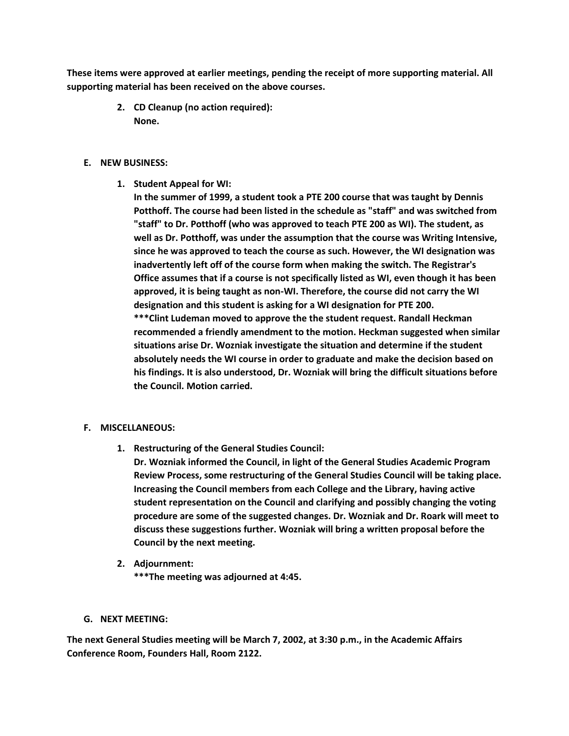**These items were approved at earlier meetings, pending the receipt of more supporting material. All supporting material has been received on the above courses.**

2. **CD Cleanup (no action required):**
   **None.**

**E. NEW BUSINESS:**

1. **Student Appeal for WI:**
   **In the summer of 1999, a student took a PTE 200 course that was taught by Dennis Potthoff. The course had been listed in the schedule as "staff" and was switched from "staff" to Dr. Potthoff (who was approved to teach PTE 200 as WI). The student, as well as Dr. Potthoff, was under the assumption that the course was Writing Intensive, since he was approved to teach the course as such. However, the WI designation was inadvertently left off of the course form when making the switch. The Registrar's Office assumes that if a course is not specifically listed as WI, even though it has been approved, it is being taught as non-WI. Therefore, the course did not carry the WI designation and this student is asking for a WI designation for PTE 200.**
   **\*\*\*Clint Ludeman moved to approve the the student request. Randall Heckman recommended a friendly amendment to the motion. Heckman suggested when similar situations arise Dr. Wozniak investigate the situation and determine if the student absolutely needs the WI course in order to graduate and make the decision based on his findings. It is also understood, Dr. Wozniak will bring the difficult situations before the Council. Motion carried.**

**F. MISCELLANEOUS:**

1. **Restructuring of the General Studies Council:**
   **Dr. Wozniak informed the Council, in light of the General Studies Academic Program Review Process, some restructuring of the General Studies Council will be taking place. Increasing the Council members from each College and the Library, having active student representation on the Council and clarifying and possibly changing the voting procedure are some of the suggested changes. Dr. Wozniak and Dr. Roark will meet to discuss these suggestions further. Wozniak will bring a written proposal before the Council by the next meeting.**

2. **Adjournment:**
   **\*\*\*The meeting was adjourned at 4:45.**

**G. NEXT MEETING:**

**The next General Studies meeting will be March 7, 2002, at 3:30 p.m., in the Academic Affairs Conference Room, Founders Hall, Room 2122.**